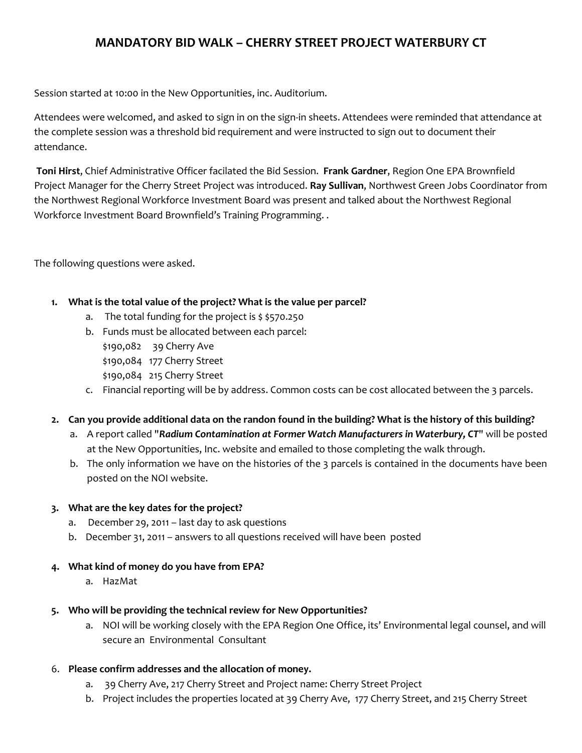# MANDATORY BID WALK – CHERRY STREET PROJECT WATERBURY CT

Session started at 10:00 in the New Opportunities, inc. Auditorium.

Attendees were welcomed, and asked to sign in on the sign-in sheets. Attendees were reminded that attendance at the complete session was a threshold bid requirement and were instructed to sign out to document their attendance.

**Toni Hirst**, Chief Administrative Officer facilated the Bid Session. **Frank Gardner**, Region One EPA Brownfield Project Manager for the Cherry Street Project was introduced. **Ray Sullivan**, Northwest Green Jobs Coordinator from the Northwest Regional Workforce Investment Board was present and talked about the Northwest Regional Workforce Investment Board Brownfield's Training Programming. .

The following questions were asked.

1. **What is the total value of the project? What is the value per parcel?**
   a. The total funding for the project is $ $570.250
   b. Funds must be allocated between each parcel:
      $190,082 39 Cherry Ave
      $190,084 177 Cherry Street
      $190,084 215 Cherry Street
   c. Financial reporting will be by address. Common costs can be cost allocated between the 3 parcels.

2. **Can you provide additional data on the randon found in the building? What is the history of this building?**
   a. A report called "***Radium Contamination at Former Watch Manufacturers in Waterbury, CT***" will be posted at the New Opportunities, Inc. website and emailed to those completing the walk through.
   b. The only information we have on the histories of the 3 parcels is contained in the documents have been posted on the NOI website.

3. **What are the key dates for the project?**
   a. December 29, 2011 – last day to ask questions
   b. December 31, 2011 – answers to all questions received will have been posted

4. **What kind of money do you have from EPA?**
   a. HazMat

5. **Who will be providing the technical review for New Opportunities?**
   a. NOI will be working closely with the EPA Region One Office, its' Environmental legal counsel, and will secure an Environmental Consultant

6. **Please confirm addresses and the allocation of money.**
   a. 39 Cherry Ave, 217 Cherry Street and Project name: Cherry Street Project
   b. Project includes the properties located at 39 Cherry Ave, 177 Cherry Street, and 215 Cherry Street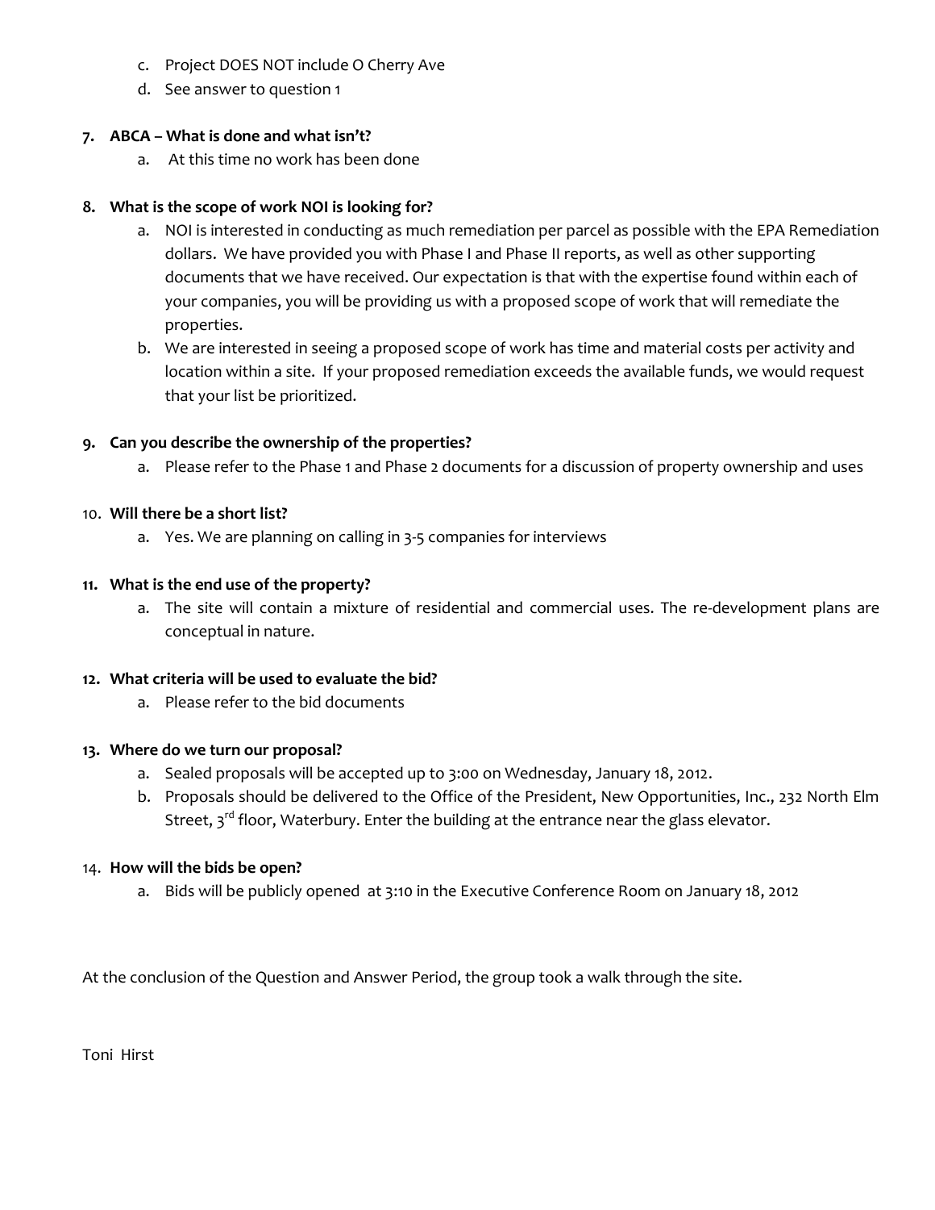c. Project DOES NOT include O Cherry Ave
d. See answer to question 1

7. **ABCA – What is done and what isn't?**
   a. At this time no work has been done

8. **What is the scope of work NOI is looking for?**
   a. NOI is interested in conducting as much remediation per parcel as possible with the EPA Remediation dollars. We have provided you with Phase I and Phase II reports, as well as other supporting documents that we have received. Our expectation is that with the expertise found within each of your companies, you will be providing us with a proposed scope of work that will remediate the properties.
   b. We are interested in seeing a proposed scope of work has time and material costs per activity and location within a site. If your proposed remediation exceeds the available funds, we would request that your list be prioritized.

9. **Can you describe the ownership of the properties?**
   a. Please refer to the Phase 1 and Phase 2 documents for a discussion of property ownership and uses

10. **Will there be a short list?**
    a. Yes. We are planning on calling in 3-5 companies for interviews

11. **What is the end use of the property?**
    a. The site will contain a mixture of residential and commercial uses. The re-development plans are conceptual in nature.

12. **What criteria will be used to evaluate the bid?**
    a. Please refer to the bid documents

13. **Where do we turn our proposal?**
    a. Sealed proposals will be accepted up to 3:00 on Wednesday, January 18, 2012.
    b. Proposals should be delivered to the Office of the President, New Opportunities, Inc., 232 North Elm Street, 3rd floor, Waterbury. Enter the building at the entrance near the glass elevator.

14. **How will the bids be open?**
    a. Bids will be publicly opened at 3:10 in the Executive Conference Room on January 18, 2012

At the conclusion of the Question and Answer Period, the group took a walk through the site.

Toni Hirst